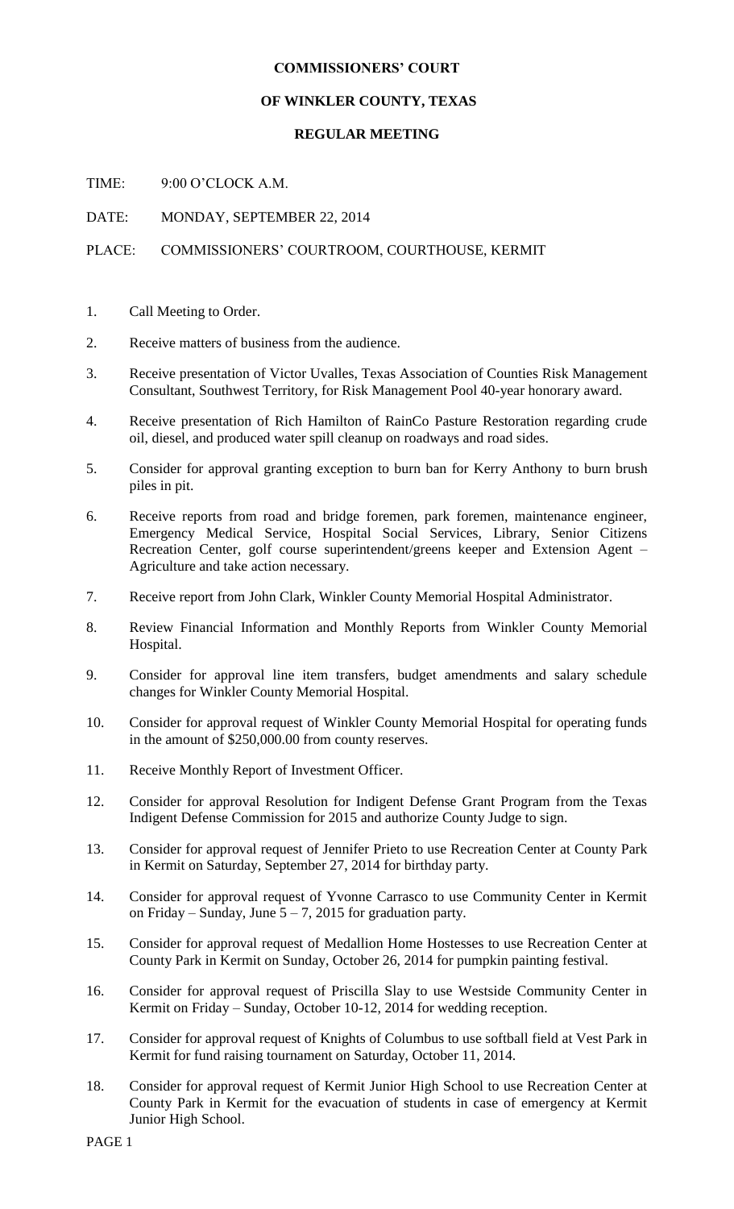**COMMISSIONERS' COURT**

**OF WINKLER COUNTY, TEXAS**

**REGULAR MEETING**

TIME: 9:00 O'CLOCK A.M.

DATE: MONDAY, SEPTEMBER 22, 2014

PLACE: COMMISSIONERS' COURTROOM, COURTHOUSE, KERMIT

1. Call Meeting to Order.
2. Receive matters of business from the audience.
3. Receive presentation of Victor Uvalles, Texas Association of Counties Risk Management Consultant, Southwest Territory, for Risk Management Pool 40-year honorary award.
4. Receive presentation of Rich Hamilton of RainCo Pasture Restoration regarding crude oil, diesel, and produced water spill cleanup on roadways and road sides.
5. Consider for approval granting exception to burn ban for Kerry Anthony to burn brush piles in pit.
6. Receive reports from road and bridge foremen, park foremen, maintenance engineer, Emergency Medical Service, Hospital Social Services, Library, Senior Citizens Recreation Center, golf course superintendent/greens keeper and Extension Agent – Agriculture and take action necessary.
7. Receive report from John Clark, Winkler County Memorial Hospital Administrator.
8. Review Financial Information and Monthly Reports from Winkler County Memorial Hospital.
9. Consider for approval line item transfers, budget amendments and salary schedule changes for Winkler County Memorial Hospital.
10. Consider for approval request of Winkler County Memorial Hospital for operating funds in the amount of $250,000.00 from county reserves.
11. Receive Monthly Report of Investment Officer.
12. Consider for approval Resolution for Indigent Defense Grant Program from the Texas Indigent Defense Commission for 2015 and authorize County Judge to sign.
13. Consider for approval request of Jennifer Prieto to use Recreation Center at County Park in Kermit on Saturday, September 27, 2014 for birthday party.
14. Consider for approval request of Yvonne Carrasco to use Community Center in Kermit on Friday – Sunday, June 5 – 7, 2015 for graduation party.
15. Consider for approval request of Medallion Home Hostesses to use Recreation Center at County Park in Kermit on Sunday, October 26, 2014 for pumpkin painting festival.
16. Consider for approval request of Priscilla Slay to use Westside Community Center in Kermit on Friday – Sunday, October 10-12, 2014 for wedding reception.
17. Consider for approval request of Knights of Columbus to use softball field at Vest Park in Kermit for fund raising tournament on Saturday, October 11, 2014.
18. Consider for approval request of Kermit Junior High School to use Recreation Center at County Park in Kermit for the evacuation of students in case of emergency at Kermit Junior High School.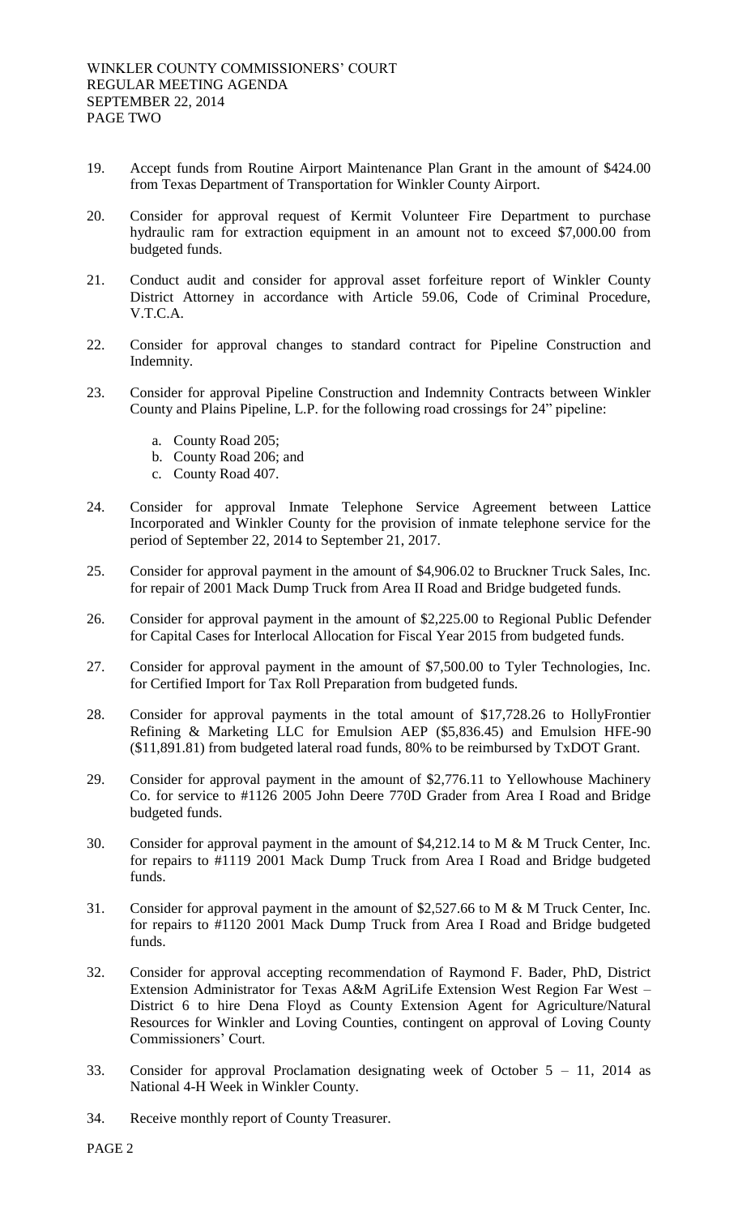19. Accept funds from Routine Airport Maintenance Plan Grant in the amount of $424.00 from Texas Department of Transportation for Winkler County Airport.

20. Consider for approval request of Kermit Volunteer Fire Department to purchase hydraulic ram for extraction equipment in an amount not to exceed $7,000.00 from budgeted funds.

21. Conduct audit and consider for approval asset forfeiture report of Winkler County District Attorney in accordance with Article 59.06, Code of Criminal Procedure, V.T.C.A.

22. Consider for approval changes to standard contract for Pipeline Construction and Indemnity.

23. Consider for approval Pipeline Construction and Indemnity Contracts between Winkler County and Plains Pipeline, L.P. for the following road crossings for 24" pipeline:

    a. County Road 205;
    b. County Road 206; and
    c. County Road 407.

24. Consider for approval Inmate Telephone Service Agreement between Lattice Incorporated and Winkler County for the provision of inmate telephone service for the period of September 22, 2014 to September 21, 2017.

25. Consider for approval payment in the amount of $4,906.02 to Bruckner Truck Sales, Inc. for repair of 2001 Mack Dump Truck from Area II Road and Bridge budgeted funds.

26. Consider for approval payment in the amount of $2,225.00 to Regional Public Defender for Capital Cases for Interlocal Allocation for Fiscal Year 2015 from budgeted funds.

27. Consider for approval payment in the amount of $7,500.00 to Tyler Technologies, Inc. for Certified Import for Tax Roll Preparation from budgeted funds.

28. Consider for approval payments in the total amount of $17,728.26 to HollyFrontier Refining & Marketing LLC for Emulsion AEP ($5,836.45) and Emulsion HFE-90 ($11,891.81) from budgeted lateral road funds, 80% to be reimbursed by TxDOT Grant.

29. Consider for approval payment in the amount of $2,776.11 to Yellowhouse Machinery Co. for service to #1126 2005 John Deere 770D Grader from Area I Road and Bridge budgeted funds.

30. Consider for approval payment in the amount of $4,212.14 to M & M Truck Center, Inc. for repairs to #1119 2001 Mack Dump Truck from Area I Road and Bridge budgeted funds.

31. Consider for approval payment in the amount of $2,527.66 to M & M Truck Center, Inc. for repairs to #1120 2001 Mack Dump Truck from Area I Road and Bridge budgeted funds.

32. Consider for approval accepting recommendation of Raymond F. Bader, PhD, District Extension Administrator for Texas A&M AgriLife Extension West Region Far West – District 6 to hire Dena Floyd as County Extension Agent for Agriculture/Natural Resources for Winkler and Loving Counties, contingent on approval of Loving County Commissioners' Court.

33. Consider for approval Proclamation designating week of October 5 – 11, 2014 as National 4-H Week in Winkler County.

34. Receive monthly report of County Treasurer.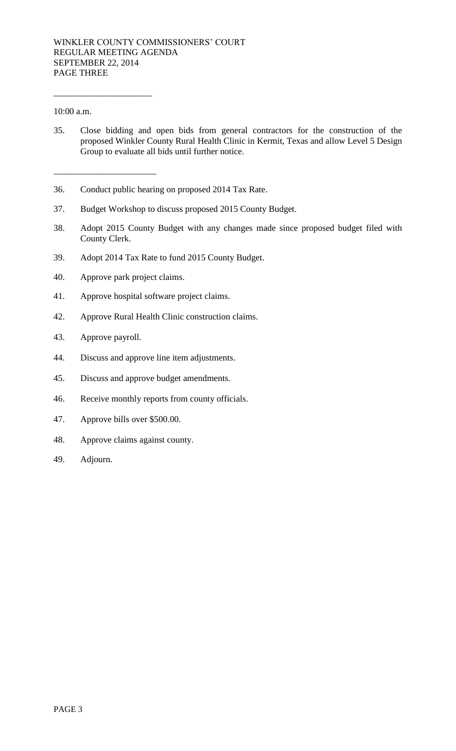10:00 a.m.

35. Close bidding and open bids from general contractors for the construction of the proposed Winkler County Rural Health Clinic in Kermit, Texas and allow Level 5 Design Group to evaluate all bids until further notice.

---

36. Conduct public hearing on proposed 2014 Tax Rate.

37. Budget Workshop to discuss proposed 2015 County Budget.

38. Adopt 2015 County Budget with any changes made since proposed budget filed with County Clerk.

39. Adopt 2014 Tax Rate to fund 2015 County Budget.

40. Approve park project claims.

41. Approve hospital software project claims.

42. Approve Rural Health Clinic construction claims.

43. Approve payroll.

44. Discuss and approve line item adjustments.

45. Discuss and approve budget amendments.

46. Receive monthly reports from county officials.

47. Approve bills over $500.00.

48. Approve claims against county.

49. Adjourn.